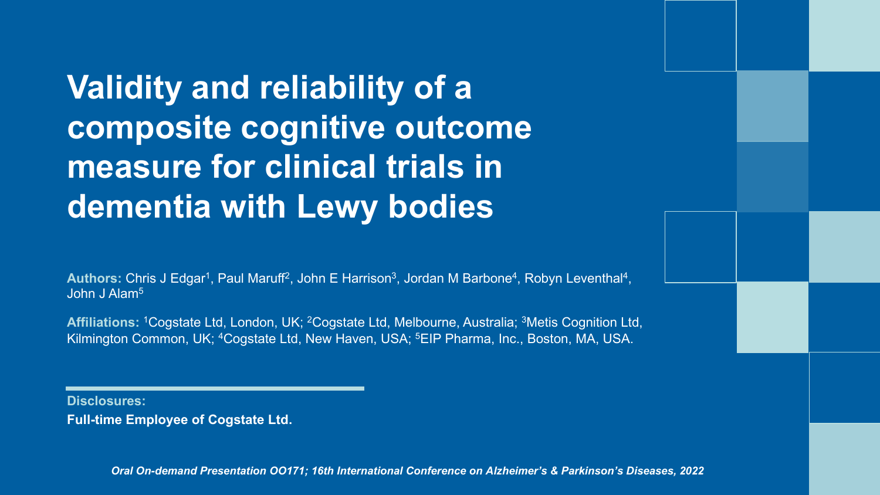# Validity and reliability of a composite cognitive outcome measure for clinical trials in dementia with Lewy bodies

**Authors:** Chris J Edgar[1], Paul Maruff[2], John E Harrison[3], Jordan M Barbone[4], Robyn Leventhal[4], John J Alam[5]

**Affiliations:** [1]Cogstate Ltd, London, UK; [2]Cogstate Ltd, Melbourne, Australia; [3]Metis Cognition Ltd, Kilmington Common, UK; [4]Cogstate Ltd, New Haven, USA; [5]EIP Pharma, Inc., Boston, MA, USA.

**Disclosures:**

**Full-time Employee of Cogstate Ltd.**

*Oral On-demand Presentation OO171; 16th International Conference on Alzheimer's & Parkinson's Diseases, 2022*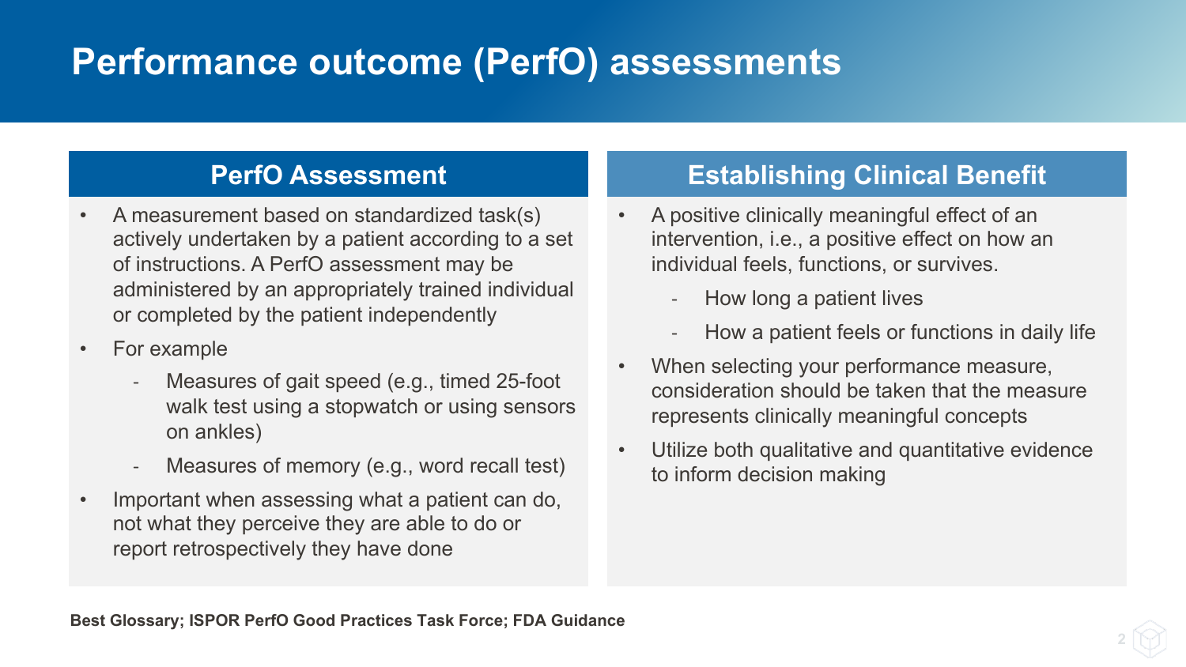# Performance outcome (PerfO) assessments

## PerfO Assessment

- A measurement based on standardized task(s) actively undertaken by a patient according to a set of instructions. A PerfO assessment may be administered by an appropriately trained individual or completed by the patient independently
- For example
  - Measures of gait speed (e.g., timed 25-foot walk test using a stopwatch or using sensors on ankles)
  - Measures of memory (e.g., word recall test)
- Important when assessing what a patient can do, not what they perceive they are able to do or report retrospectively they have done

## Establishing Clinical Benefit

- A positive clinically meaningful effect of an intervention, i.e., a positive effect on how an individual feels, functions, or survives.
  - How long a patient lives
  - How a patient feels or functions in daily life
- When selecting your performance measure, consideration should be taken that the measure represents clinically meaningful concepts
- Utilize both qualitative and quantitative evidence to inform decision making

**Best Glossary; ISPOR PerfO Good Practices Task Force; FDA Guidance**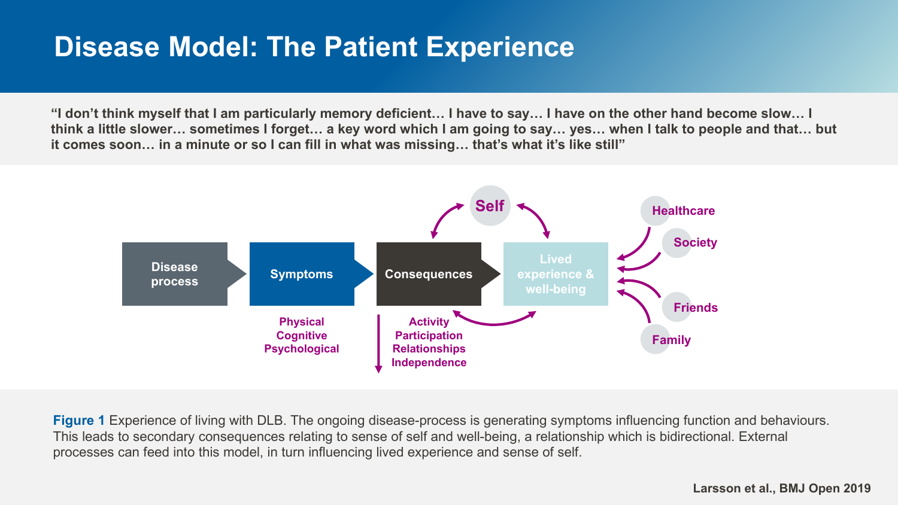# Disease Model: The Patient Experience

**"I don't think myself that I am particularly memory deficient… I have to say… I have on the other hand become slow… I think a little slower… sometimes I forget… a key word which I am going to say… yes… when I talk to people and that… but it comes soon… in a minute or so I can fill in what was missing… that's what it's like still"**

**Disease process** → **Symptoms** → **Consequences** → **Lived experience & well-being**

**Symptoms:** Physical, Cognitive, Psychological

**Consequences:** Activity, Participation, Relationships, Independence

**Self** ↔ Consequences; **Self** ↔ Lived experience & well-being; Consequences ↔ Lived experience & well-being

**Healthcare**, **Society**, **Friends**, **Family** → Lived experience & well-being

**Figure 1** Experience of living with DLB. The ongoing disease-process is generating symptoms influencing function and behaviours. This leads to secondary consequences relating to sense of self and well-being, a relationship which is bidirectional. External processes can feed into this model, in turn influencing lived experience and sense of self.

Larsson et al., BMJ Open 2019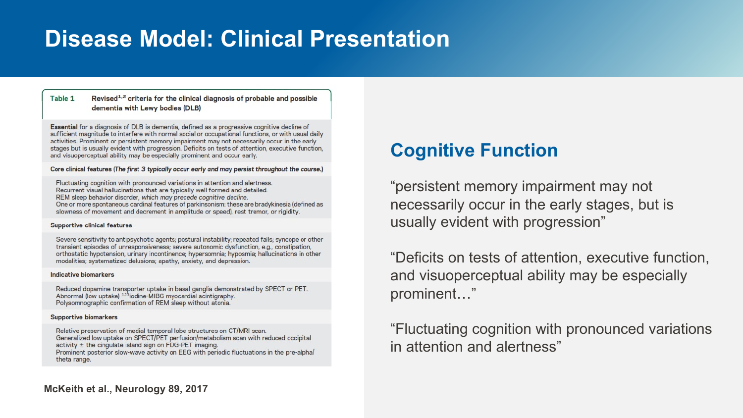# Disease Model: Clinical Presentation

**Table 1** Revised[1,2] criteria for the clinical diagnosis of probable and possible dementia with Lewy bodies (DLB)

**Essential** for a diagnosis of DLB is dementia, defined as a progressive cognitive decline of sufficient magnitude to interfere with normal social or occupational functions, or with usual daily activities. Prominent or persistent memory impairment may not necessarily occur in the early stages but is usually evident with progression. Deficits on tests of attention, executive function, and visuoperceptual ability may be especially prominent and occur early.

**Core clinical features** (*The first 3 typically occur early and may persist throughout the course.*)

Fluctuating cognition with pronounced variations in attention and alertness.
Recurrent visual hallucinations that are typically well formed and detailed.
REM sleep behavior disorder, *which may precede cognitive decline.*
One or more spontaneous cardinal features of parkinsonism: these are bradykinesia (defined as slowness of movement and decrement in amplitude or speed), rest tremor, or rigidity.

**Supportive clinical features**

Severe sensitivity to antipsychotic agents; postural instability; repeated falls; syncope or other transient episodes of unresponsiveness; severe autonomic dysfunction, e.g., constipation, orthostatic hypotension, urinary incontinence; hypersomnia; hyposmia; hallucinations in other modalities; systematized delusions; apathy, anxiety, and depression.

**Indicative biomarkers**

Reduced dopamine transporter uptake in basal ganglia demonstrated by SPECT or PET.
Abnormal (low uptake) $^{123}$iodine-MIBG myocardial scintigraphy.
Polysomnographic confirmation of REM sleep without atonia.

**Supportive biomarkers**

Relative preservation of medial temporal lobe structures on CT/MRI scan.
Generalized low uptake on SPECT/PET perfusion/metabolism scan with reduced occipital activity ± the cingulate island sign on FDG-PET imaging.
Prominent posterior slow-wave activity on EEG with periodic fluctuations in the pre-alpha/theta range.

**McKeith et al., Neurology 89, 2017**

## Cognitive Function

"persistent memory impairment may not necessarily occur in the early stages, but is usually evident with progression"

"Deficits on tests of attention, executive function, and visuoperceptual ability may be especially prominent…"

"Fluctuating cognition with pronounced variations in attention and alertness"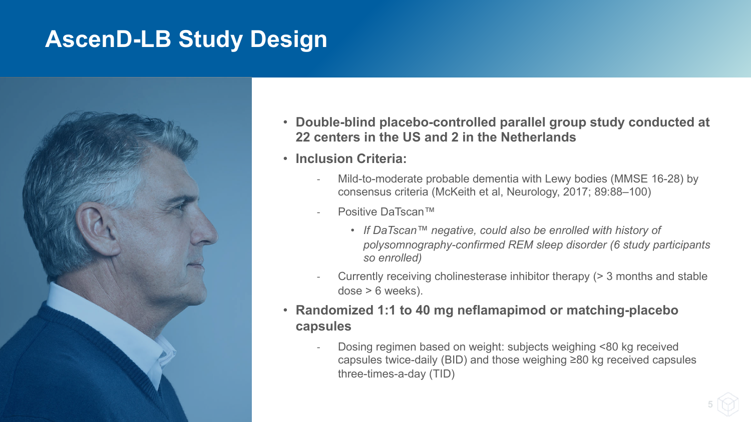# AscenD-LB Study Design

- **Double-blind placebo-controlled parallel group study conducted at 22 centers in the US and 2 in the Netherlands**
- **Inclusion Criteria:**
  - Mild-to-moderate probable dementia with Lewy bodies (MMSE 16-28) by consensus criteria (McKeith et al, Neurology, 2017; 89:88–100)
  - Positive DaTscan™
    - *If DaTscan™ negative, could also be enrolled with history of polysomnography-confirmed REM sleep disorder (6 study participants so enrolled)*
  - Currently receiving cholinesterase inhibitor therapy (> 3 months and stable dose > 6 weeks).
- **Randomized 1:1 to 40 mg neflamapimod or matching-placebo capsules**
  - Dosing regimen based on weight: subjects weighing <80 kg received capsules twice-daily (BID) and those weighing ≥80 kg received capsules three-times-a-day (TID)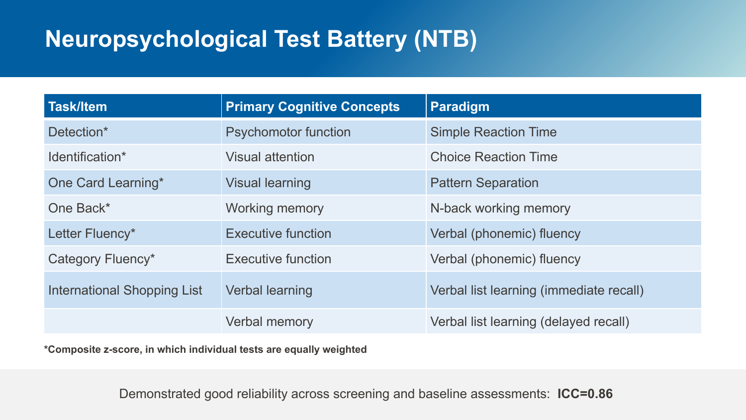# Neuropsychological Test Battery (NTB)

| Task/Item | Primary Cognitive Concepts | Paradigm |
| --- | --- | --- |
| Detection* | Psychomotor function | Simple Reaction Time |
| Identification* | Visual attention | Choice Reaction Time |
| One Card Learning* | Visual learning | Pattern Separation |
| One Back* | Working memory | N-back working memory |
| Letter Fluency* | Executive function | Verbal (phonemic) fluency |
| Category Fluency* | Executive function | Verbal (phonemic) fluency |
| International Shopping List | Verbal learning | Verbal list learning (immediate recall) |
| | Verbal memory | Verbal list learning (delayed recall) |

**\*Composite z-score, in which individual tests are equally weighted**

Demonstrated good reliability across screening and baseline assessments: **ICC=0.86**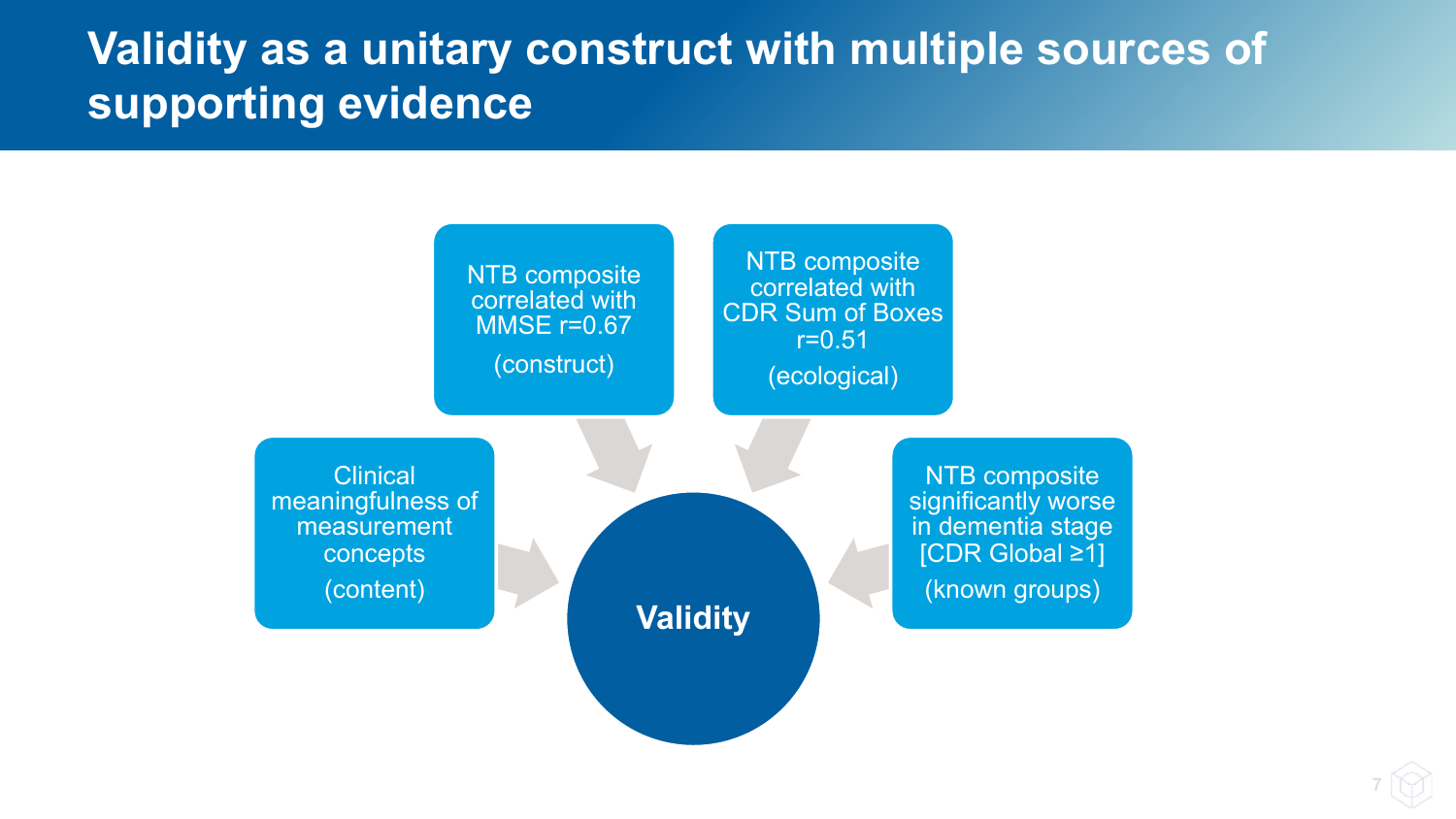# Validity as a unitary construct with multiple sources of supporting evidence

- NTB composite correlated with MMSE r=0.67 (construct)
- NTB composite correlated with CDR Sum of Boxes r=0.51 (ecological)
- Clinical meaningfulness of measurement concepts (content)
- NTB composite significantly worse in dementia stage [CDR Global ≥1] (known groups)

**Validity**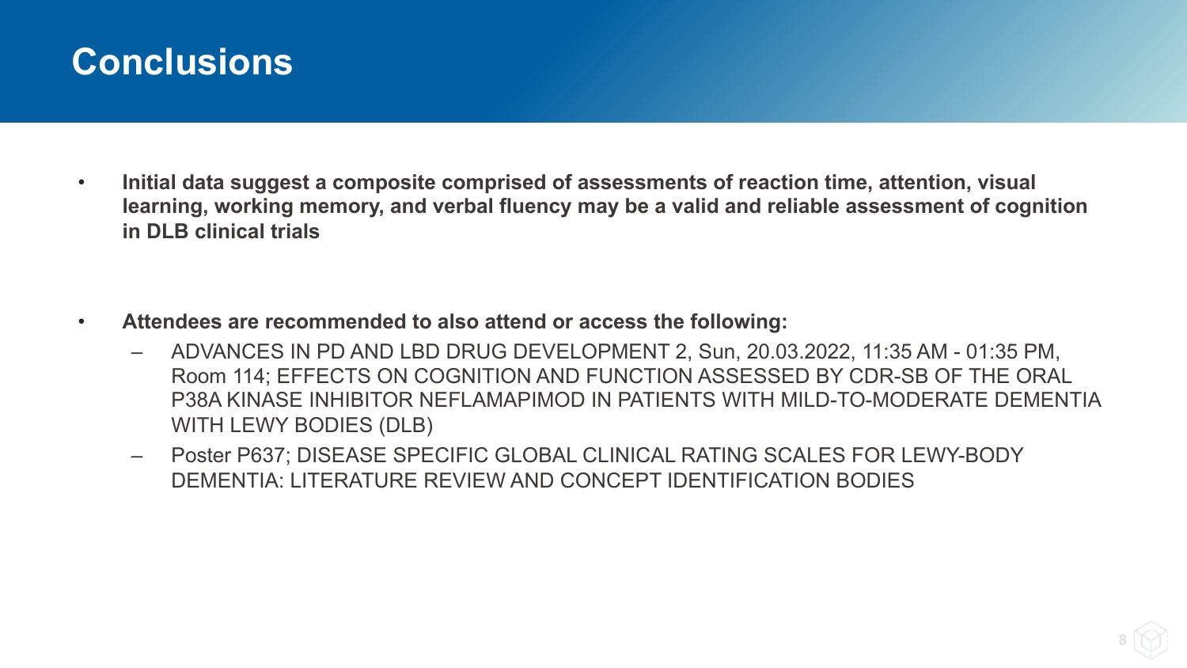# Conclusions

- **Initial data suggest a composite comprised of assessments of reaction time, attention, visual learning, working memory, and verbal fluency may be a valid and reliable assessment of cognition in DLB clinical trials**

- **Attendees are recommended to also attend or access the following:**
  - ADVANCES IN PD AND LBD DRUG DEVELOPMENT 2, Sun, 20.03.2022, 11:35 AM - 01:35 PM, Room 114; EFFECTS ON COGNITION AND FUNCTION ASSESSED BY CDR-SB OF THE ORAL P38A KINASE INHIBITOR NEFLAMAPIMOD IN PATIENTS WITH MILD-TO-MODERATE DEMENTIA WITH LEWY BODIES (DLB)
  - Poster P637; DISEASE SPECIFIC GLOBAL CLINICAL RATING SCALES FOR LEWY-BODY DEMENTIA: LITERATURE REVIEW AND CONCEPT IDENTIFICATION BODIES